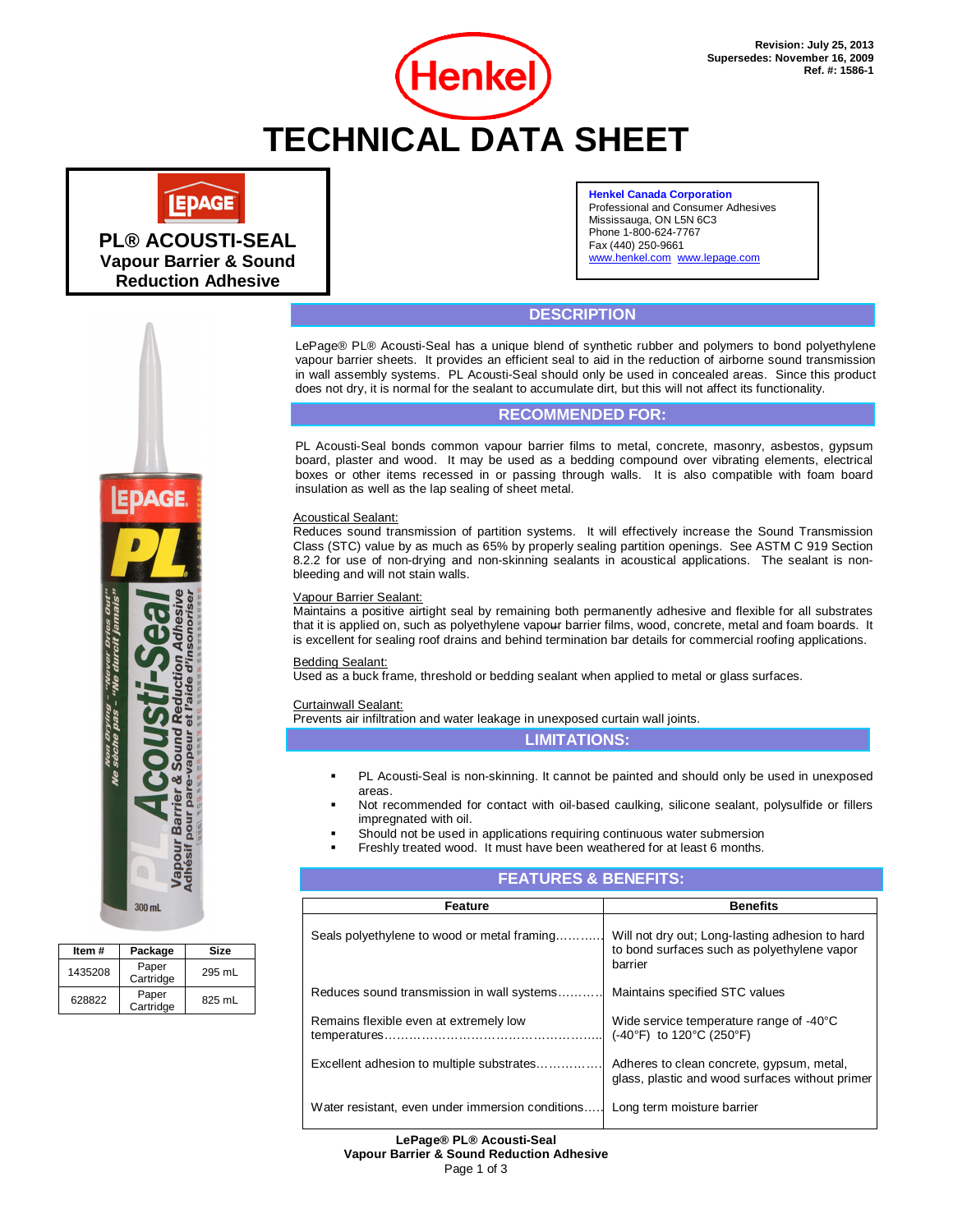Revision: July 25, 2013
Supersedes: November 16, 2009
Ref. #: 1586-1

Henkel

# TECHNICAL DATA SHEET

**PL® ACOUSTI-SEAL**
**Vapour Barrier & Sound Reduction Adhesive**

**Henkel Canada Corporation**
Professional and Consumer Adhesives
Mississauga, ON L5N 6C3
Phone 1-800-624-7767
Fax (440) 250-9661
www.henkel.com www.lepage.com

## DESCRIPTION

LePage® PL® Acousti-Seal has a unique blend of synthetic rubber and polymers to bond polyethylene vapour barrier sheets. It provides an efficient seal to aid in the reduction of airborne sound transmission in wall assembly systems. PL Acousti-Seal should only be used in concealed areas. Since this product does not dry, it is normal for the sealant to accumulate dirt, but this will not affect its functionality.

## RECOMMENDED FOR:

PL Acousti-Seal bonds common vapour barrier films to metal, concrete, masonry, asbestos, gypsum board, plaster and wood. It may be used as a bedding compound over vibrating elements, electrical boxes or other items recessed in or passing through walls. It is also compatible with foam board insulation as well as the lap sealing of sheet metal.

Acoustical Sealant:
Reduces sound transmission of partition systems. It will effectively increase the Sound Transmission Class (STC) value by as much as 65% by properly sealing partition openings. See ASTM C 919 Section 8.2.2 for use of non-drying and non-skinning sealants in acoustical applications. The sealant is non-bleeding and will not stain walls.

Vapour Barrier Sealant:
Maintains a positive airtight seal by remaining both permanently adhesive and flexible for all substrates that it is applied on, such as polyethylene vapour barrier films, wood, concrete, metal and foam boards. It is excellent for sealing roof drains and behind termination bar details for commercial roofing applications.

Bedding Sealant:
Used as a buck frame, threshold or bedding sealant when applied to metal or glass surfaces.

Curtainwall Sealant:
Prevents air infiltration and water leakage in unexposed curtain wall joints.

## LIMITATIONS:

- PL Acousti-Seal is non-skinning. It cannot be painted and should only be used in unexposed areas.
- Not recommended for contact with oil-based caulking, silicone sealant, polysulfide or fillers impregnated with oil.
- Should not be used in applications requiring continuous water submersion
- Freshly treated wood. It must have been weathered for at least 6 months.

## FEATURES & BENEFITS:

| Feature | Benefits |
|---|---|
| Seals polyethylene to wood or metal framing........... | Will not dry out; Long-lasting adhesion to hard to bond surfaces such as polyethylene vapor barrier |
| Reduces sound transmission in wall systems........... | Maintains specified STC values |
| Remains flexible even at extremely low temperatures.................................................... | Wide service temperature range of -40°C (-40°F) to 120°C (250°F) |
| Excellent adhesion to multiple substrates................ | Adheres to clean concrete, gypsum, metal, glass, plastic and wood surfaces without primer |
| Water resistant, even under immersion conditions..... | Long term moisture barrier |

| Item # | Package | Size |
|---|---|---|
| 1435208 | Paper Cartridge | 295 mL |
| 628822 | Paper Cartridge | 825 mL |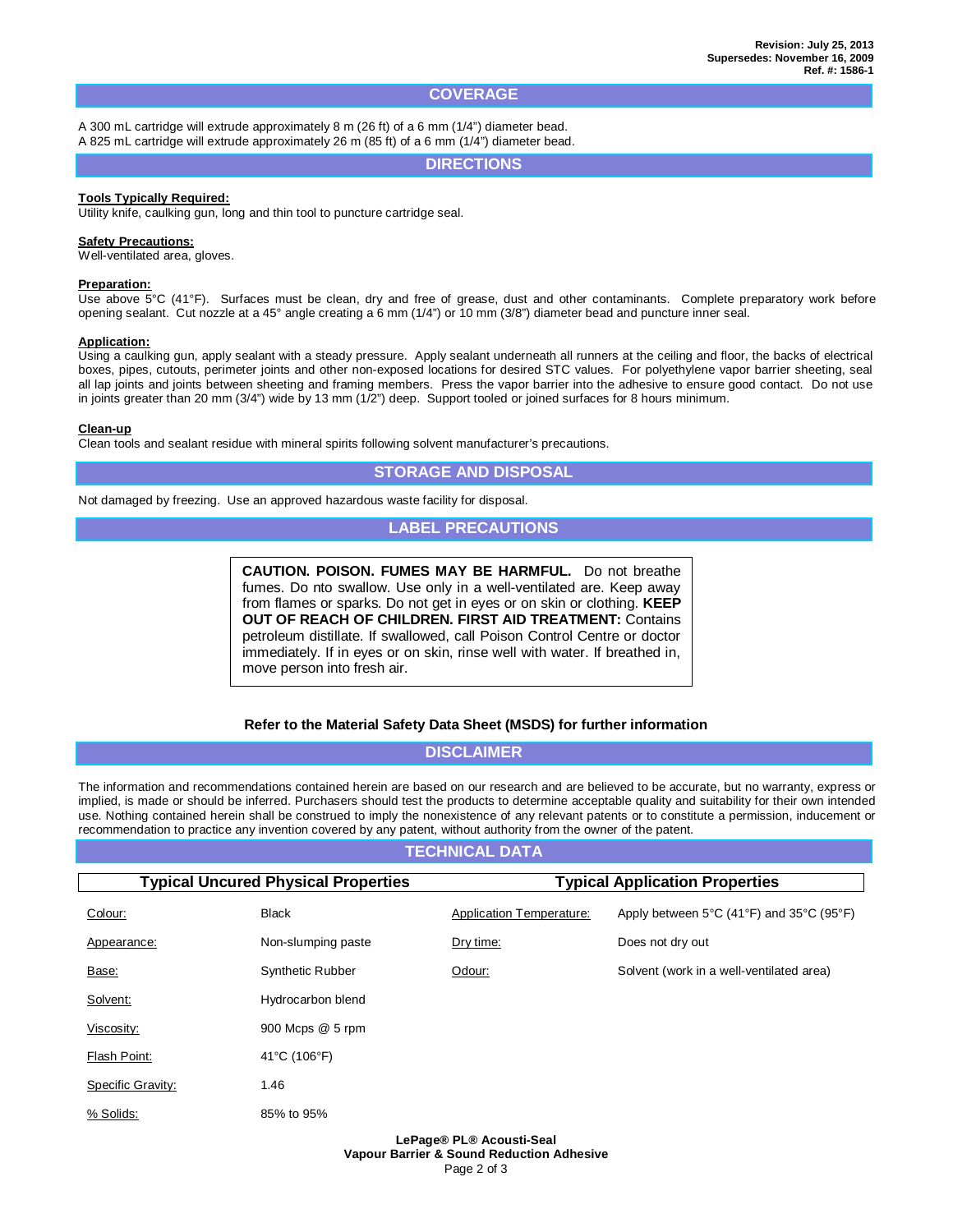Revision: July 25, 2013
Supersedes: November 16, 2009
Ref. #: 1586-1

## COVERAGE

A 300 mL cartridge will extrude approximately 8 m (26 ft) of a 6 mm (1/4") diameter bead.
A 825 mL cartridge will extrude approximately 26 m (85 ft) of a 6 mm (1/4") diameter bead.

## DIRECTIONS

**Tools Typically Required:**
Utility knife, caulking gun, long and thin tool to puncture cartridge seal.

**Safety Precautions:**
Well-ventilated area, gloves.

**Preparation:**
Use above 5°C (41°F). Surfaces must be clean, dry and free of grease, dust and other contaminants. Complete preparatory work before opening sealant. Cut nozzle at a 45° angle creating a 6 mm (1/4") or 10 mm (3/8") diameter bead and puncture inner seal.

**Application:**
Using a caulking gun, apply sealant with a steady pressure. Apply sealant underneath all runners at the ceiling and floor, the backs of electrical boxes, pipes, cutouts, perimeter joints and other non-exposed locations for desired STC values. For polyethylene vapor barrier sheeting, seal all lap joints and joints between sheeting and framing members. Press the vapor barrier into the adhesive to ensure good contact. Do not use in joints greater than 20 mm (3/4") wide by 13 mm (1/2") deep. Support tooled or joined surfaces for 8 hours minimum.

**Clean-up**
Clean tools and sealant residue with mineral spirits following solvent manufacturer's precautions.

## STORAGE AND DISPOSAL

Not damaged by freezing. Use an approved hazardous waste facility for disposal.

## LABEL PRECAUTIONS

**CAUTION. POISON. FUMES MAY BE HARMFUL.** Do not breathe fumes. Do nto swallow. Use only in a well-ventilated are. Keep away from flames or sparks. Do not get in eyes or on skin or clothing. **KEEP OUT OF REACH OF CHILDREN. FIRST AID TREATMENT:** Contains petroleum distillate. If swallowed, call Poison Control Centre or doctor immediately. If in eyes or on skin, rinse well with water. If breathed in, move person into fresh air.

**Refer to the Material Safety Data Sheet (MSDS) for further information**

## DISCLAIMER

The information and recommendations contained herein are based on our research and are believed to be accurate, but no warranty, express or implied, is made or should be inferred. Purchasers should test the products to determine acceptable quality and suitability for their own intended use. Nothing contained herein shall be construed to imply the nonexistence of any relevant patents or to constitute a permission, inducement or recommendation to practice any invention covered by any patent, without authority from the owner of the patent.

## TECHNICAL DATA

| Typical Uncured Physical Properties | | Typical Application Properties | |
|---|---|---|---|
| Colour: | Black | Application Temperature: | Apply between 5°C (41°F) and 35°C (95°F) |
| Appearance: | Non-slumping paste | Dry time: | Does not dry out |
| Base: | Synthetic Rubber | Odour: | Solvent (work in a well-ventilated area) |
| Solvent: | Hydrocarbon blend | | |
| Viscosity: | 900 Mcps @ 5 rpm | | |
| Flash Point: | 41°C (106°F) | | |
| Specific Gravity: | 1.46 | | |
| % Solids: | 85% to 95% | | |

**LePage® PL® Acousti-Seal**
**Vapour Barrier & Sound Reduction Adhesive**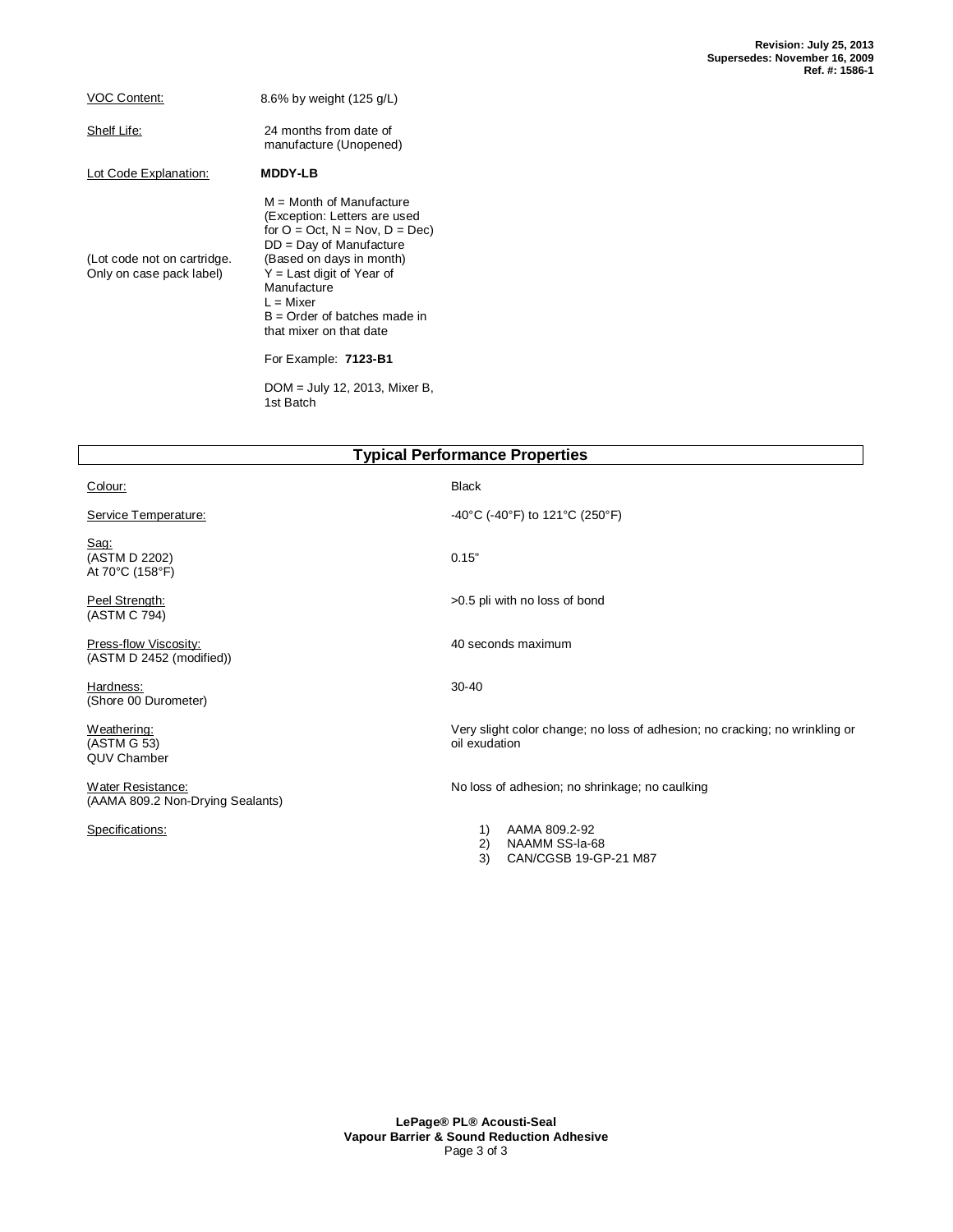| | |
|---|---|
| VOC Content: | 8.6% by weight (125 g/L) |
| Shelf Life: | 24 months from date of manufacture (Unopened) |
| Lot Code Explanation: | **MDDY-LB** |
| (Lot code not on cartridge. Only on case pack label) | M = Month of Manufacture (Exception: Letters are used for O = Oct, N = Nov, D = Dec)<br>DD = Day of Manufacture (Based on days in month)<br>Y = Last digit of Year of Manufacture<br>L = Mixer<br>B = Order of batches made in that mixer on that date<br><br>For Example: **7123-B1**<br><br>DOM = July 12, 2013, Mixer B, 1st Batch |

## Typical Performance Properties

| | |
|---|---|
| Colour: | Black |
| Service Temperature: | -40°C (-40°F) to 121°C (250°F) |
| Sag: (ASTM D 2202) At 70°C (158°F) | 0.15" |
| Peel Strength: (ASTM C 794) | >0.5 pli with no loss of bond |
| Press-flow Viscosity: (ASTM D 2452 (modified)) | 40 seconds maximum |
| Hardness: (Shore 00 Durometer) | 30-40 |
| Weathering: (ASTM G 53) QUV Chamber | Very slight color change; no loss of adhesion; no cracking; no wrinkling or oil exudation |
| Water Resistance: (AAMA 809.2 Non-Drying Sealants) | No loss of adhesion; no shrinkage; no caulking |
| Specifications: | 1) AAMA 809.2-92<br>2) NAAMM SS-la-68<br>3) CAN/CGSB 19-GP-21 M87 |